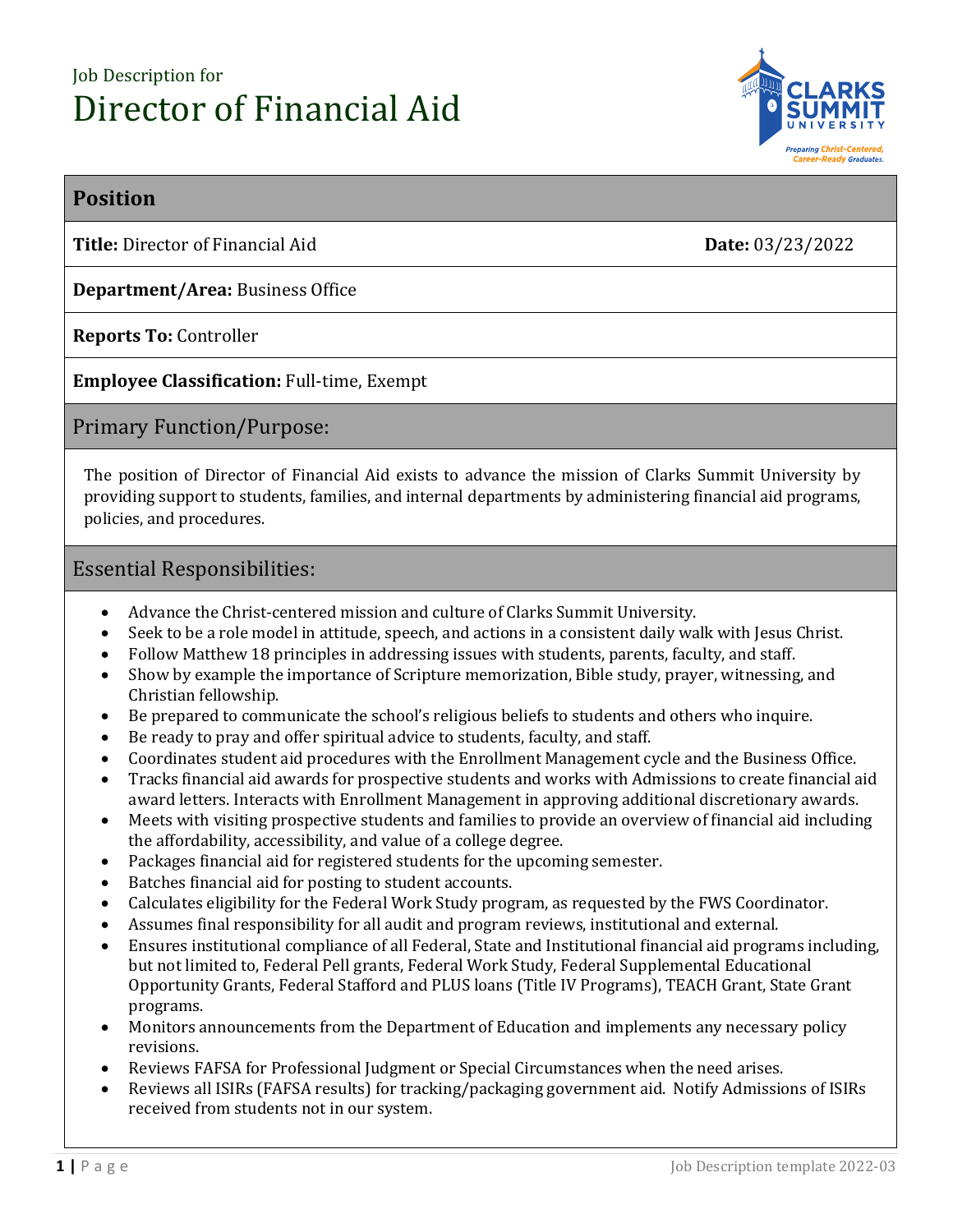Job Description for

# Director of Financial Aid

## Position

**Title:** Director of Financial Aid **Date:** 03/23/2022

**Department/Area:** Business Office

**Reports To:** Controller

**Employee Classification:** Full-time, Exempt

## Primary Function/Purpose:

The position of Director of Financial Aid exists to advance the mission of Clarks Summit University by providing support to students, families, and internal departments by administering financial aid programs, policies, and procedures.

## Essential Responsibilities:

- Advance the Christ-centered mission and culture of Clarks Summit University.
- Seek to be a role model in attitude, speech, and actions in a consistent daily walk with Jesus Christ.
- Follow Matthew 18 principles in addressing issues with students, parents, faculty, and staff.
- Show by example the importance of Scripture memorization, Bible study, prayer, witnessing, and Christian fellowship.
- Be prepared to communicate the school's religious beliefs to students and others who inquire.
- Be ready to pray and offer spiritual advice to students, faculty, and staff.
- Coordinates student aid procedures with the Enrollment Management cycle and the Business Office.
- Tracks financial aid awards for prospective students and works with Admissions to create financial aid award letters. Interacts with Enrollment Management in approving additional discretionary awards.
- Meets with visiting prospective students and families to provide an overview of financial aid including the affordability, accessibility, and value of a college degree.
- Packages financial aid for registered students for the upcoming semester.
- Batches financial aid for posting to student accounts.
- Calculates eligibility for the Federal Work Study program, as requested by the FWS Coordinator.
- Assumes final responsibility for all audit and program reviews, institutional and external.
- Ensures institutional compliance of all Federal, State and Institutional financial aid programs including, but not limited to, Federal Pell grants, Federal Work Study, Federal Supplemental Educational Opportunity Grants, Federal Stafford and PLUS loans (Title IV Programs), TEACH Grant, State Grant programs.
- Monitors announcements from the Department of Education and implements any necessary policy revisions.
- Reviews FAFSA for Professional Judgment or Special Circumstances when the need arises.
- Reviews all ISIRs (FAFSA results) for tracking/packaging government aid. Notify Admissions of ISIRs received from students not in our system.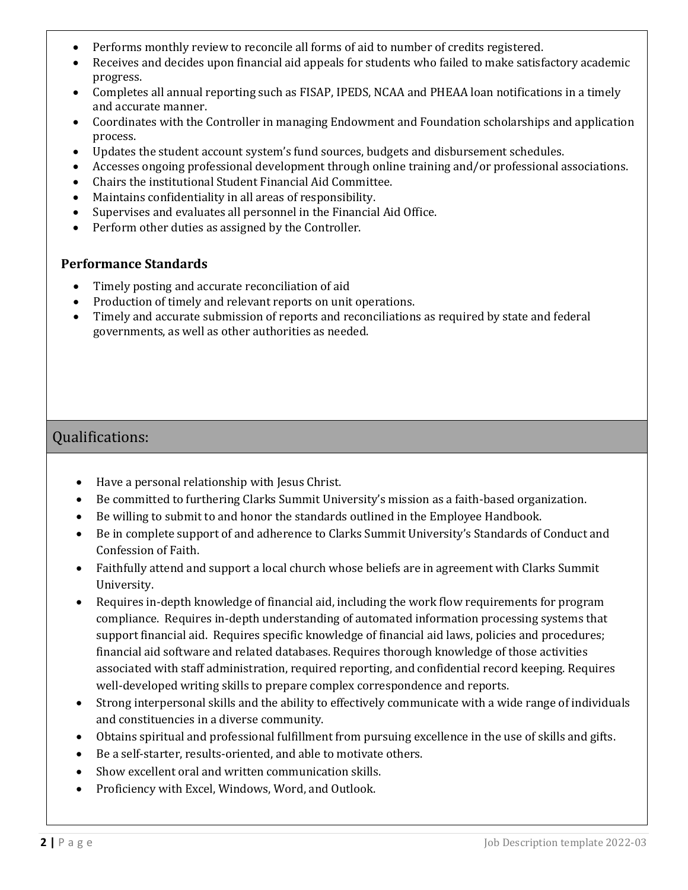- Performs monthly review to reconcile all forms of aid to number of credits registered.
- Receives and decides upon financial aid appeals for students who failed to make satisfactory academic progress.
- Completes all annual reporting such as FISAP, IPEDS, NCAA and PHEAA loan notifications in a timely and accurate manner.
- Coordinates with the Controller in managing Endowment and Foundation scholarships and application process.
- Updates the student account system's fund sources, budgets and disbursement schedules.
- Accesses ongoing professional development through online training and/or professional associations.
- Chairs the institutional Student Financial Aid Committee.
- Maintains confidentiality in all areas of responsibility.
- Supervises and evaluates all personnel in the Financial Aid Office.
- Perform other duties as assigned by the Controller.

**Performance Standards**

- Timely posting and accurate reconciliation of aid
- Production of timely and relevant reports on unit operations.
- Timely and accurate submission of reports and reconciliations as required by state and federal governments, as well as other authorities as needed.

## Qualifications:

- Have a personal relationship with Jesus Christ.
- Be committed to furthering Clarks Summit University's mission as a faith-based organization.
- Be willing to submit to and honor the standards outlined in the Employee Handbook.
- Be in complete support of and adherence to Clarks Summit University's Standards of Conduct and Confession of Faith.
- Faithfully attend and support a local church whose beliefs are in agreement with Clarks Summit University.
- Requires in-depth knowledge of financial aid, including the work flow requirements for program compliance. Requires in-depth understanding of automated information processing systems that support financial aid. Requires specific knowledge of financial aid laws, policies and procedures; financial aid software and related databases. Requires thorough knowledge of those activities associated with staff administration, required reporting, and confidential record keeping. Requires well-developed writing skills to prepare complex correspondence and reports.
- Strong interpersonal skills and the ability to effectively communicate with a wide range of individuals and constituencies in a diverse community.
- Obtains spiritual and professional fulfillment from pursuing excellence in the use of skills and gifts.
- Be a self-starter, results-oriented, and able to motivate others.
- Show excellent oral and written communication skills.
- Proficiency with Excel, Windows, Word, and Outlook.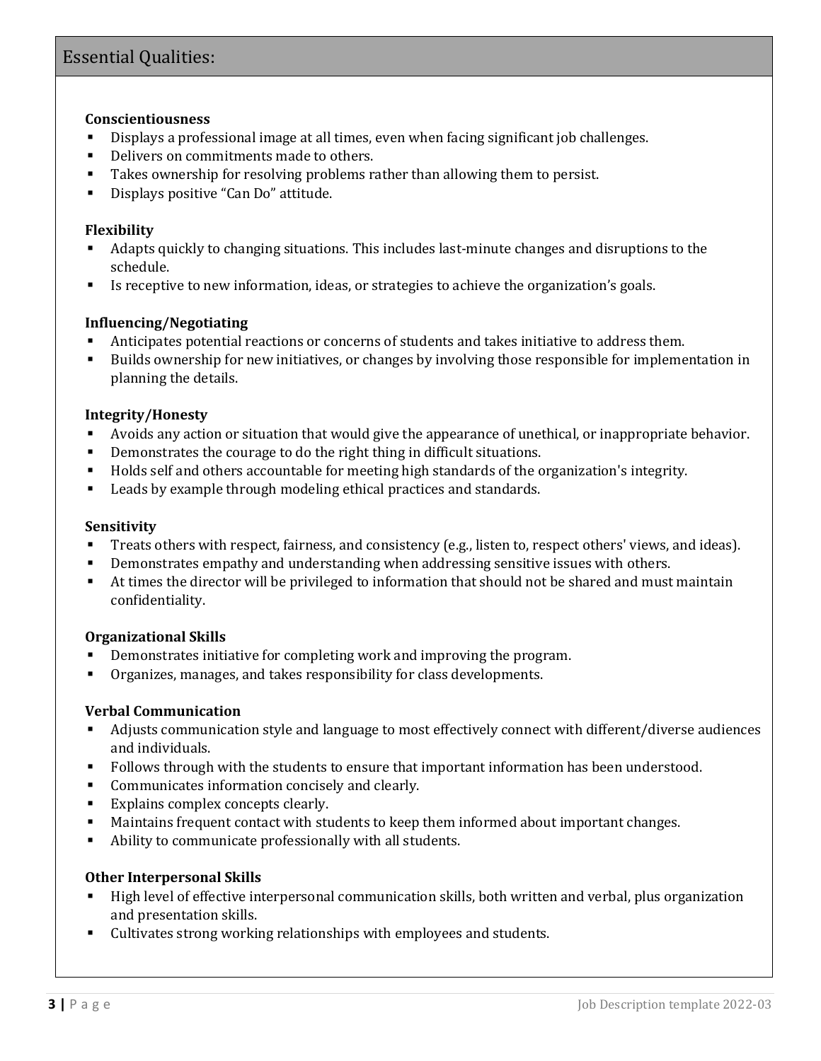## Essential Qualities:

**Conscientiousness**

- Displays a professional image at all times, even when facing significant job challenges.
- Delivers on commitments made to others.
- Takes ownership for resolving problems rather than allowing them to persist.
- Displays positive "Can Do" attitude.

**Flexibility**

- Adapts quickly to changing situations. This includes last-minute changes and disruptions to the schedule.
- Is receptive to new information, ideas, or strategies to achieve the organization's goals.

**Influencing/Negotiating**

- Anticipates potential reactions or concerns of students and takes initiative to address them.
- Builds ownership for new initiatives, or changes by involving those responsible for implementation in planning the details.

**Integrity/Honesty**

- Avoids any action or situation that would give the appearance of unethical, or inappropriate behavior.
- Demonstrates the courage to do the right thing in difficult situations.
- Holds self and others accountable for meeting high standards of the organization's integrity.
- Leads by example through modeling ethical practices and standards.

**Sensitivity**

- Treats others with respect, fairness, and consistency (e.g., listen to, respect others' views, and ideas).
- Demonstrates empathy and understanding when addressing sensitive issues with others.
- At times the director will be privileged to information that should not be shared and must maintain confidentiality.

**Organizational Skills**

- Demonstrates initiative for completing work and improving the program.
- Organizes, manages, and takes responsibility for class developments.

**Verbal Communication**

- Adjusts communication style and language to most effectively connect with different/diverse audiences and individuals.
- Follows through with the students to ensure that important information has been understood.
- Communicates information concisely and clearly.
- Explains complex concepts clearly.
- Maintains frequent contact with students to keep them informed about important changes.
- Ability to communicate professionally with all students.

**Other Interpersonal Skills**

- High level of effective interpersonal communication skills, both written and verbal, plus organization and presentation skills.
- Cultivates strong working relationships with employees and students.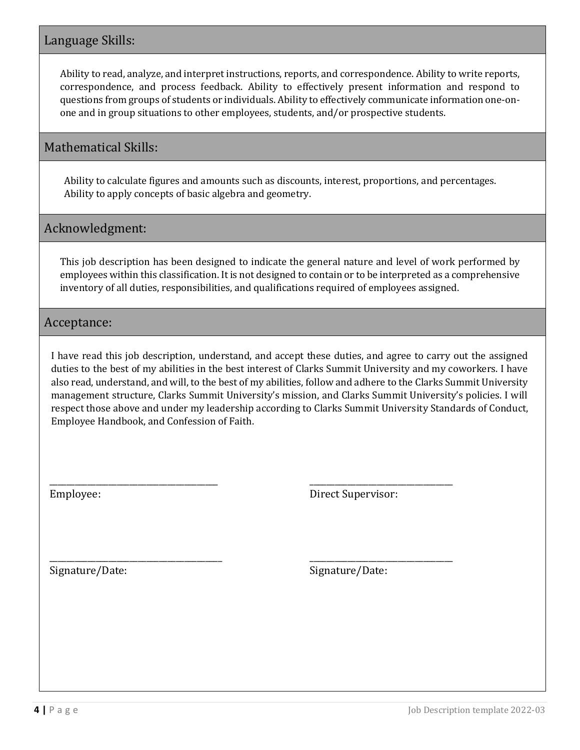## Language Skills:

Ability to read, analyze, and interpret instructions, reports, and correspondence. Ability to write reports, correspondence, and process feedback. Ability to effectively present information and respond to questions from groups of students or individuals. Ability to effectively communicate information one-on-one and in group situations to other employees, students, and/or prospective students.

## Mathematical Skills:

Ability to calculate figures and amounts such as discounts, interest, proportions, and percentages. Ability to apply concepts of basic algebra and geometry.

## Acknowledgment:

This job description has been designed to indicate the general nature and level of work performed by employees within this classification. It is not designed to contain or to be interpreted as a comprehensive inventory of all duties, responsibilities, and qualifications required of employees assigned.

## Acceptance:

I have read this job description, understand, and accept these duties, and agree to carry out the assigned duties to the best of my abilities in the best interest of Clarks Summit University and my coworkers. I have also read, understand, and will, to the best of my abilities, follow and adhere to the Clarks Summit University management structure, Clarks Summit University's mission, and Clarks Summit University's policies. I will respect those above and under my leadership according to Clarks Summit University Standards of Conduct, Employee Handbook, and Confession of Faith.

\_\_\_\_\_\_\_\_\_\_\_\_\_\_\_\_\_\_\_\_\_\_\_\_\_\_\_\_\_\_\_\_\_\_\_\_\_\_\_
Employee:

\_\_\_\_\_\_\_\_\_\_\_\_\_\_\_\_\_\_\_\_\_\_\_\_\_\_\_\_\_\_\_\_\_\_\_
Direct Supervisor:

\_\_\_\_\_\_\_\_\_\_\_\_\_\_\_\_\_\_\_\_\_\_\_\_\_\_\_\_\_\_\_\_\_\_\_\_\_\_\_
Signature/Date:

\_\_\_\_\_\_\_\_\_\_\_\_\_\_\_\_\_\_\_\_\_\_\_\_\_\_\_\_\_\_\_\_\_\_\_
Signature/Date: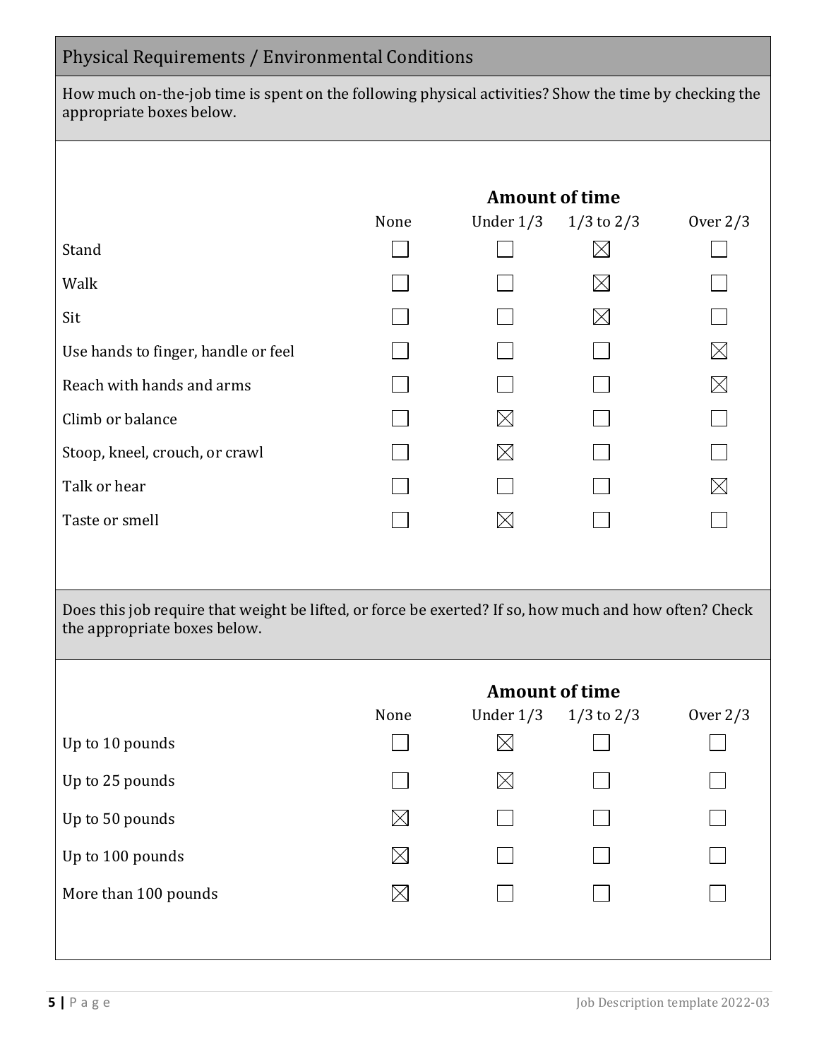## Physical Requirements / Environmental Conditions

How much on-the-job time is spent on the following physical activities? Show the time by checking the appropriate boxes below.

| | Amount of time | | | |
|---|---|---|---|---|
| | None | Under 1/3 | 1/3 to 2/3 | Over 2/3 |
| Stand | ☐ | ☐ | ☒ | ☐ |
| Walk | ☐ | ☐ | ☒ | ☐ |
| Sit | ☐ | ☐ | ☒ | ☐ |
| Use hands to finger, handle or feel | ☐ | ☐ | ☐ | ☒ |
| Reach with hands and arms | ☐ | ☐ | ☐ | ☒ |
| Climb or balance | ☐ | ☒ | ☐ | ☐ |
| Stoop, kneel, crouch, or crawl | ☐ | ☒ | ☐ | ☐ |
| Talk or hear | ☐ | ☐ | ☐ | ☒ |
| Taste or smell | ☐ | ☒ | ☐ | ☐ |

Does this job require that weight be lifted, or force be exerted? If so, how much and how often? Check the appropriate boxes below.

| | Amount of time | | | |
|---|---|---|---|---|
| | None | Under 1/3 | 1/3 to 2/3 | Over 2/3 |
| Up to 10 pounds | ☐ | ☒ | ☐ | ☐ |
| Up to 25 pounds | ☐ | ☒ | ☐ | ☐ |
| Up to 50 pounds | ☒ | ☐ | ☐ | ☐ |
| Up to 100 pounds | ☒ | ☐ | ☐ | ☐ |
| More than 100 pounds | ☒ | ☐ | ☐ | ☐ |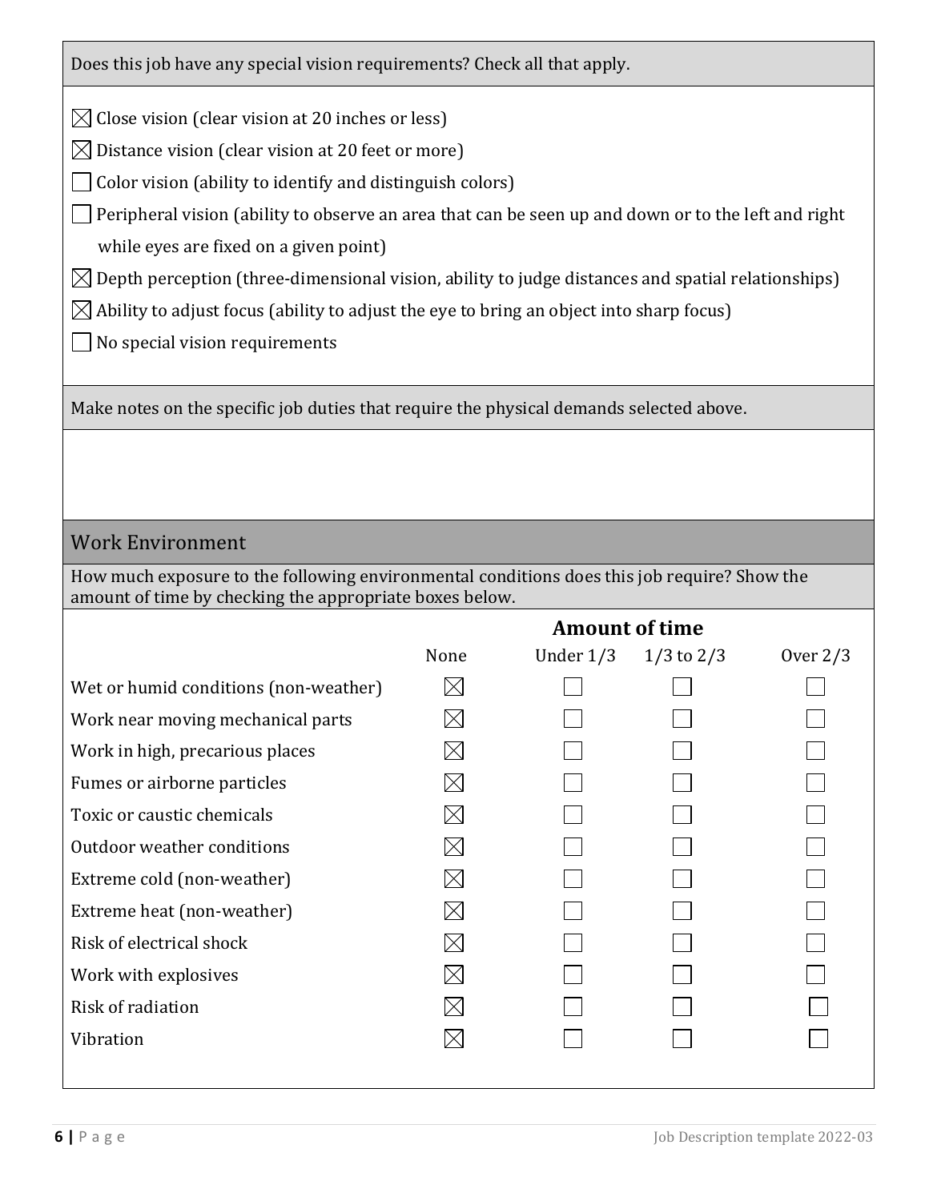Does this job have any special vision requirements? Check all that apply.

☒ Close vision (clear vision at 20 inches or less)

☒ Distance vision (clear vision at 20 feet or more)

☐ Color vision (ability to identify and distinguish colors)

☐ Peripheral vision (ability to observe an area that can be seen up and down or to the left and right while eyes are fixed on a given point)

☒ Depth perception (three-dimensional vision, ability to judge distances and spatial relationships)

☒ Ability to adjust focus (ability to adjust the eye to bring an object into sharp focus)

☐ No special vision requirements

Make notes on the specific job duties that require the physical demands selected above.

## Work Environment

How much exposure to the following environmental conditions does this job require? Show the amount of time by checking the appropriate boxes below.

| | Amount of time | | | |
|---|---|---|---|---|
| | None | Under 1/3 | 1/3 to 2/3 | Over 2/3 |
| Wet or humid conditions (non-weather) | ☒ | ☐ | ☐ | ☐ |
| Work near moving mechanical parts | ☒ | ☐ | ☐ | ☐ |
| Work in high, precarious places | ☒ | ☐ | ☐ | ☐ |
| Fumes or airborne particles | ☒ | ☐ | ☐ | ☐ |
| Toxic or caustic chemicals | ☒ | ☐ | ☐ | ☐ |
| Outdoor weather conditions | ☒ | ☐ | ☐ | ☐ |
| Extreme cold (non-weather) | ☒ | ☐ | ☐ | ☐ |
| Extreme heat (non-weather) | ☒ | ☐ | ☐ | ☐ |
| Risk of electrical shock | ☒ | ☐ | ☐ | ☐ |
| Work with explosives | ☒ | ☐ | ☐ | ☐ |
| Risk of radiation | ☒ | ☐ | ☐ | ☐ |
| Vibration | ☒ | ☐ | ☐ | ☐ |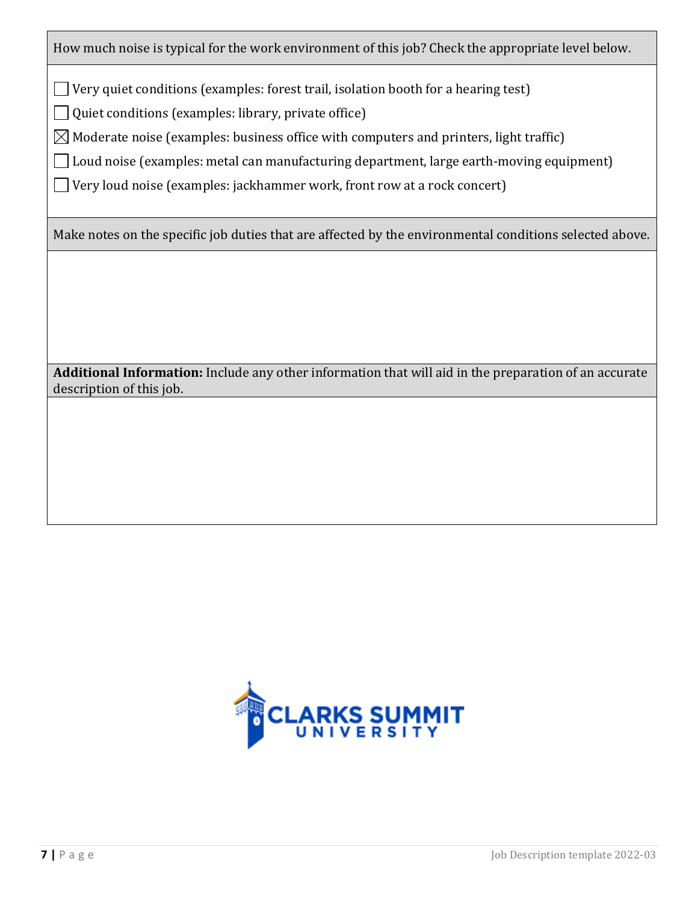How much noise is typical for the work environment of this job? Check the appropriate level below.

☐ Very quiet conditions (examples: forest trail, isolation booth for a hearing test)

☐ Quiet conditions (examples: library, private office)

☒ Moderate noise (examples: business office with computers and printers, light traffic)

☐ Loud noise (examples: metal can manufacturing department, large earth-moving equipment)

☐ Very loud noise (examples: jackhammer work, front row at a rock concert)

Make notes on the specific job duties that are affected by the environmental conditions selected above.

**Additional Information:** Include any other information that will aid in the preparation of an accurate description of this job.

CLARKS SUMMIT UNIVERSITY